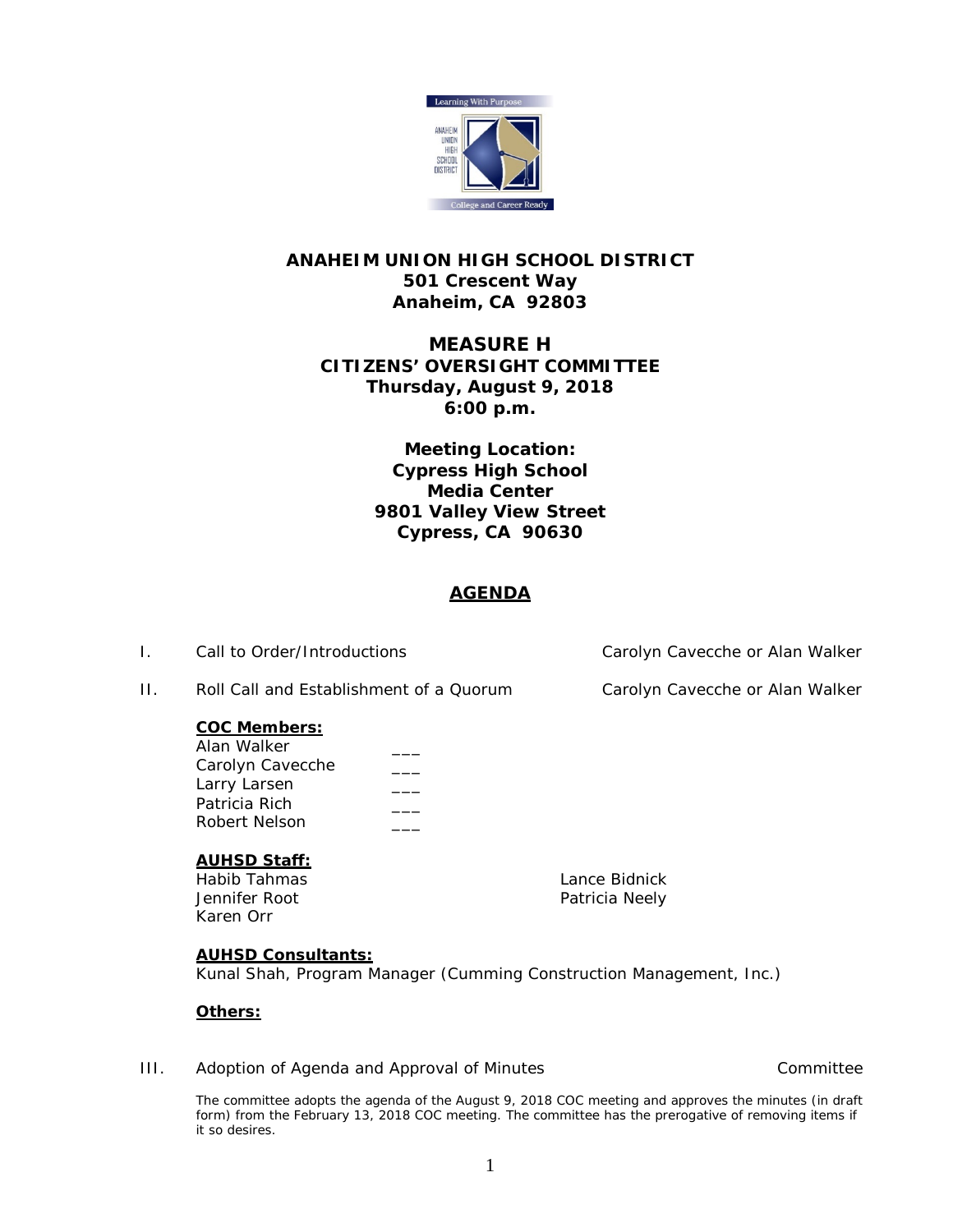**ANAHEIM UNION HIGH SCHOOL DISTRICT**
**501 Crescent Way**
**Anaheim, CA 92803**

# MEASURE H
## CITIZENS' OVERSIGHT COMMITTEE
**Thursday, August 9, 2018**
**6:00 p.m.**

**Meeting Location:**
**Cypress High School**
**Media Center**
**9801 Valley View Street**
**Cypress, CA 90630**

## AGENDA

I. Call to Order/Introductions — Carolyn Cavecche or Alan Walker

II. Roll Call and Establishment of a Quorum — Carolyn Cavecche or Alan Walker

**COC Members:**

Alan Walker ___
Carolyn Cavecche ___
Larry Larsen ___
Patricia Rich ___
Robert Nelson ___

**AUHSD Staff:**

Habib Tahmas
Jennifer Root
Karen Orr
Lance Bidnick
Patricia Neely

**AUHSD Consultants:**

Kunal Shah, Program Manager (Cumming Construction Management, Inc.)

**Others:**

III. Adoption of Agenda and Approval of Minutes — Committee

The committee adopts the agenda of the August 9, 2018 COC meeting and approves the minutes (in draft form) from the February 13, 2018 COC meeting. The committee has the prerogative of removing items if it so desires.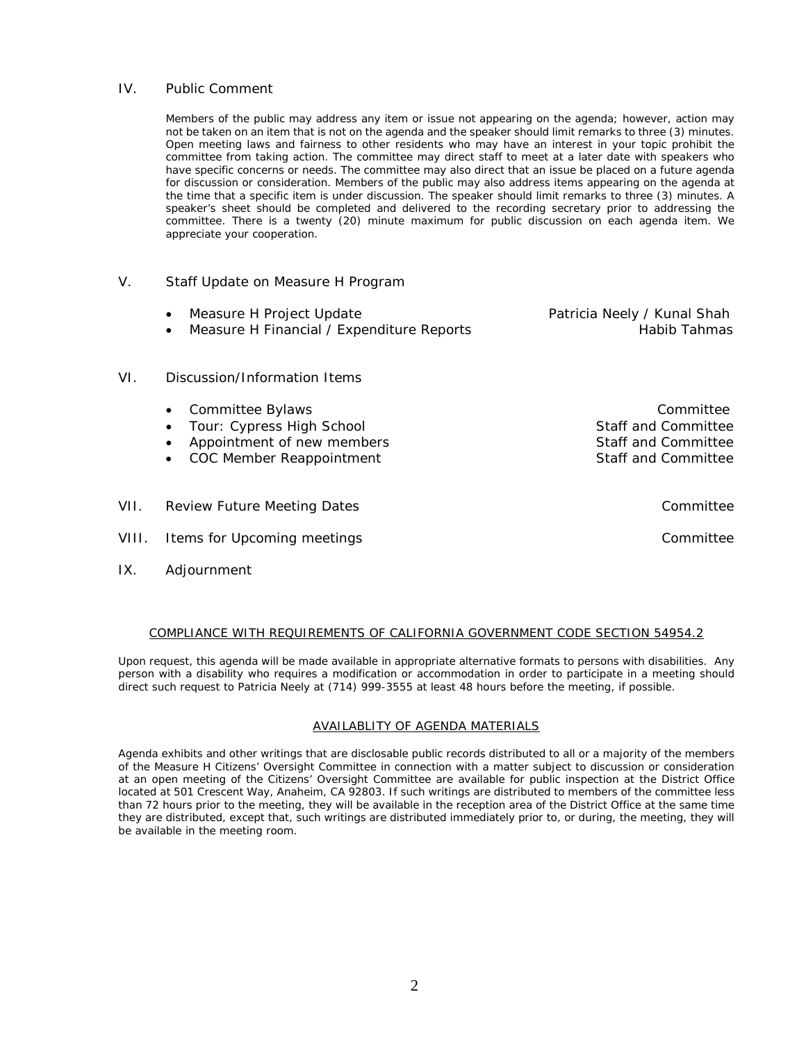## IV. Public Comment

Members of the public may address any item or issue not appearing on the agenda; however, action may not be taken on an item that is not on the agenda and the speaker should limit remarks to three (3) minutes. Open meeting laws and fairness to other residents who may have an interest in your topic prohibit the committee from taking action. The committee may direct staff to meet at a later date with speakers who have specific concerns or needs. The committee may also direct that an issue be placed on a future agenda for discussion or consideration. Members of the public may also address items appearing on the agenda at the time that a specific item is under discussion. The speaker should limit remarks to three (3) minutes. A speaker's sheet should be completed and delivered to the recording secretary prior to addressing the committee. There is a twenty (20) minute maximum for public discussion on each agenda item. We appreciate your cooperation.

## V. Staff Update on Measure H Program

- Measure H Project Update — Patricia Neely / Kunal Shah
- Measure H Financial / Expenditure Reports — Habib Tahmas

## VI. Discussion/Information Items

- Committee Bylaws — Committee
- Tour: Cypress High School — Staff and Committee
- Appointment of new members — Staff and Committee
- COC Member Reappointment — Staff and Committee

## VII. Review Future Meeting Dates — Committee

## VIII. Items for Upcoming meetings — Committee

## IX. Adjournment

COMPLIANCE WITH REQUIREMENTS OF CALIFORNIA GOVERNMENT CODE SECTION 54954.2

Upon request, this agenda will be made available in appropriate alternative formats to persons with disabilities. Any person with a disability who requires a modification or accommodation in order to participate in a meeting should direct such request to Patricia Neely at (714) 999-3555 at least 48 hours before the meeting, if possible.

AVAILABLITY OF AGENDA MATERIALS

Agenda exhibits and other writings that are disclosable public records distributed to all or a majority of the members of the Measure H Citizens' Oversight Committee in connection with a matter subject to discussion or consideration at an open meeting of the Citizens' Oversight Committee are available for public inspection at the District Office located at 501 Crescent Way, Anaheim, CA 92803. If such writings are distributed to members of the committee less than 72 hours prior to the meeting, they will be available in the reception area of the District Office at the same time they are distributed, except that, such writings are distributed immediately prior to, or during, the meeting, they will be available in the meeting room.